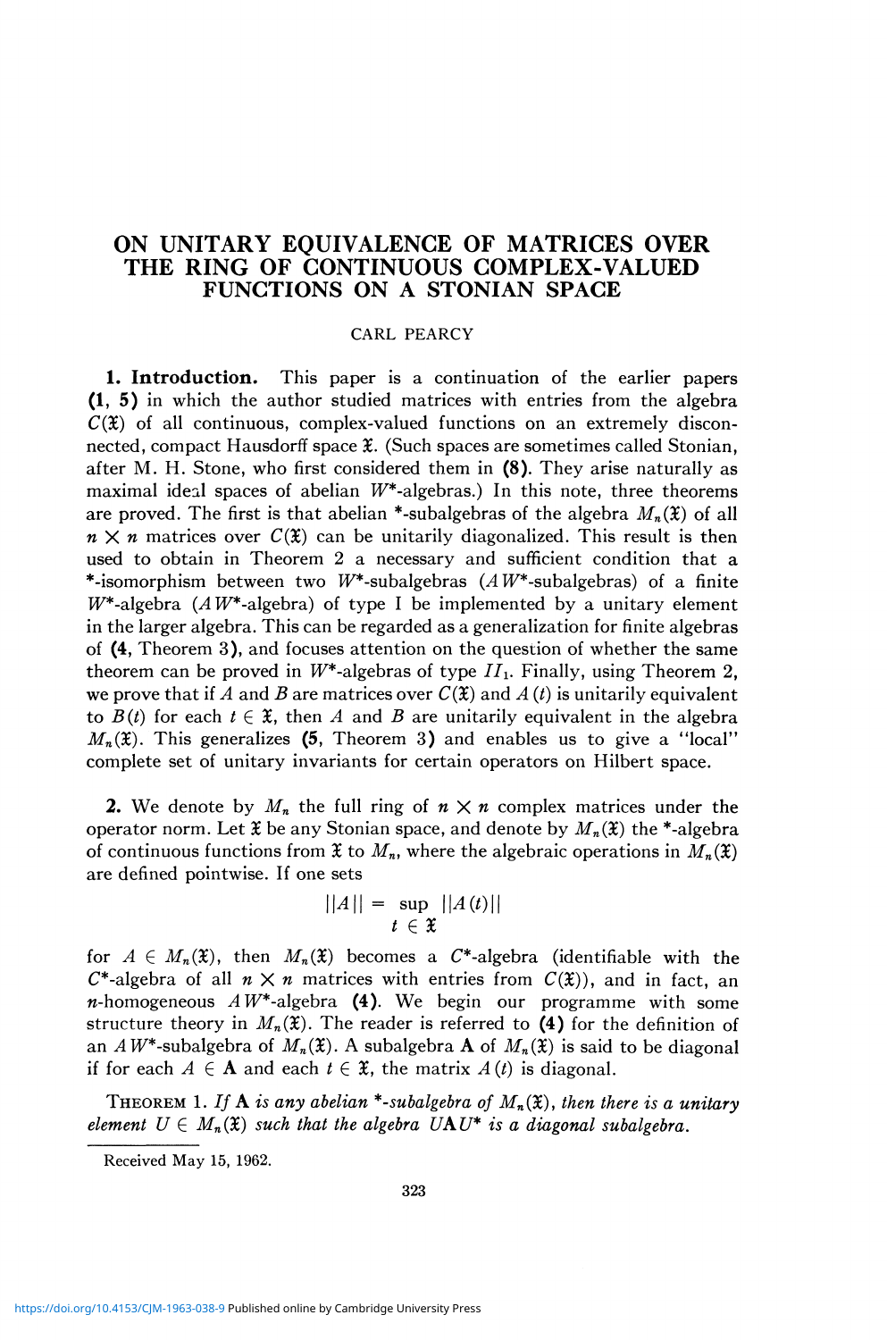# ON UNITARY EQUIVALENCE OF MATRICES OVER THE RING OF CONTINUOUS COMPLEX-VALUED FUNCTIONS ON A STONIAN SPACE

CARL PEARCY

**1. Introduction.** This paper is a continuation of the earlier papers **(1, 5)** in which the author studied matrices with entries from the algebra $C(\mathfrak{X})$ of all continuous, complex-valued functions on an extremely disconnected, compact Hausdorff space $\mathfrak{X}$. (Such spaces are sometimes called Stonian, after M. H. Stone, who first considered them in **(8)**. They arise naturally as maximal ideal spaces of abelian $W^*$-algebras.) In this note, three theorems are proved. The first is that abelian \*-subalgebras of the algebra $M_n(\mathfrak{X})$ of all $n \times n$ matrices over $C(\mathfrak{X})$ can be unitarily diagonalized. This result is then used to obtain in Theorem 2 a necessary and sufficient condition that a \*-isomorphism between two $W^*$-subalgebras ($AW^*$-subalgebras) of a finite $W^*$-algebra ($AW^*$-algebra) of type I be implemented by a unitary element in the larger algebra. This can be regarded as a generalization for finite algebras of **(4,** Theorem 3**)**, and focuses attention on the question of whether the same theorem can be proved in $W^*$-algebras of type $II_1$. Finally, using Theorem 2, we prove that if $A$ and $B$ are matrices over $C(\mathfrak{X})$ and $A(t)$ is unitarily equivalent to $B(t)$ for each $t \in \mathfrak{X}$, then $A$ and $B$ are unitarily equivalent in the algebra $M_n(\mathfrak{X})$. This generalizes **(5,** Theorem 3**)** and enables us to give a "local" complete set of unitary invariants for certain operators on Hilbert space.

**2.** We denote by $M_n$ the full ring of $n \times n$ complex matrices under the operator norm. Let $\mathfrak{X}$ be any Stonian space, and denote by $M_n(\mathfrak{X})$ the \*-algebra of continuous functions from $\mathfrak{X}$ to $M_n$, where the algebraic operations in $M_n(\mathfrak{X})$ are defined pointwise. If one sets

$$||A|| = \sup_{t \in \mathfrak{X}} ||A(t)||$$

for $A \in M_n(\mathfrak{X})$, then $M_n(\mathfrak{X})$ becomes a $C^*$-algebra (identifiable with the $C^*$-algebra of all $n \times n$ matrices with entries from $C(\mathfrak{X})$), and in fact, an $n$-homogeneous $AW^*$-algebra **(4)**. We begin our programme with some structure theory in $M_n(\mathfrak{X})$. The reader is referred to **(4)** for the definition of an $AW^*$-subalgebra of $M_n(\mathfrak{X})$. A subalgebra $\mathbf{A}$ of $M_n(\mathfrak{X})$ is said to be diagonal if for each $A \in \mathbf{A}$ and each $t \in \mathfrak{X}$, the matrix $A(t)$ is diagonal.

THEOREM 1. *If $\mathbf{A}$ is any abelian \*-subalgebra of $M_n(\mathfrak{X})$, then there is a unitary element $U \in M_n(\mathfrak{X})$ such that the algebra $U\mathbf{A}U^*$ is a diagonal subalgebra.*

Received May 15, 1962.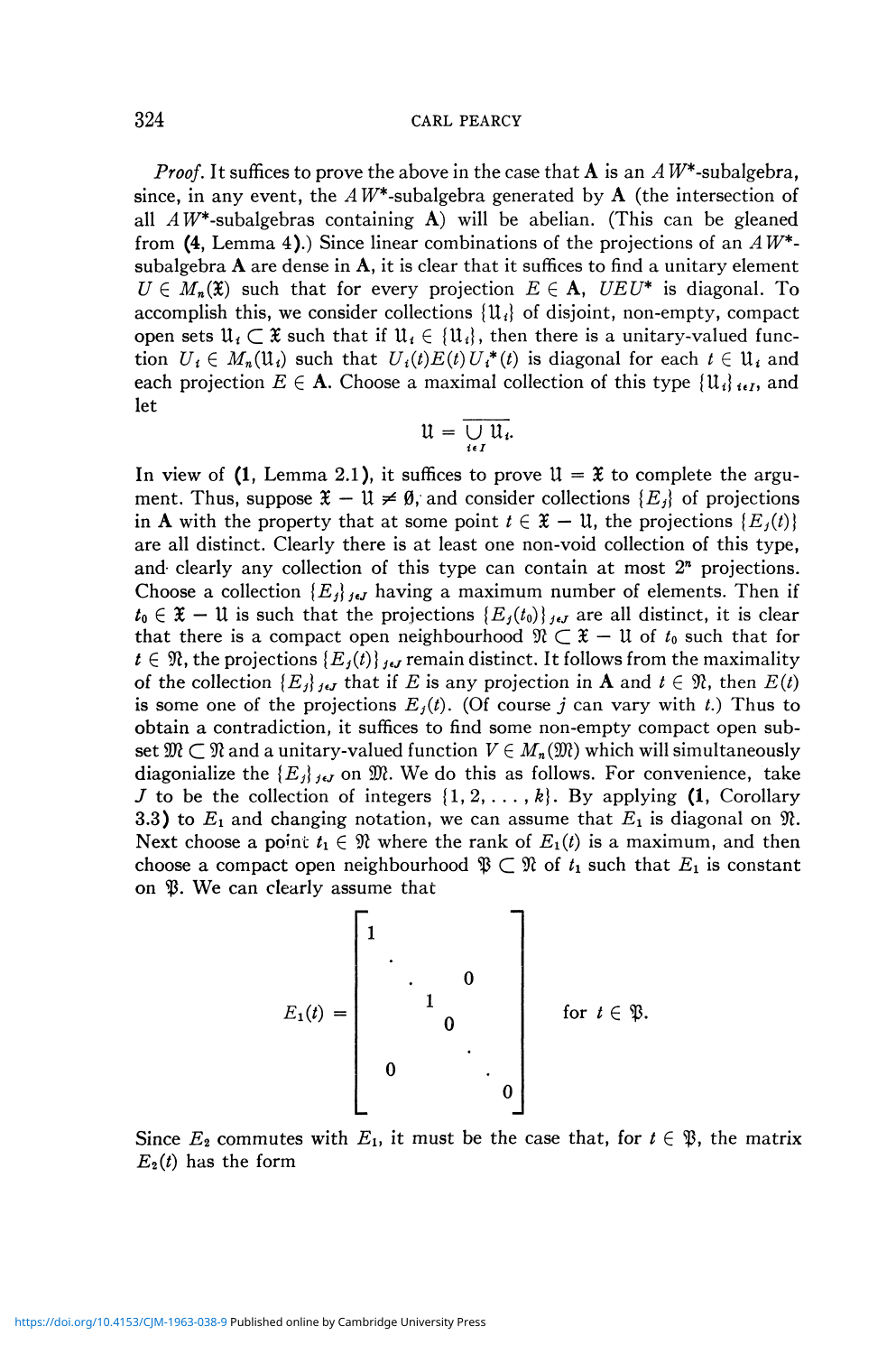*Proof.* It suffices to prove the above in the case that $\mathbf{A}$ is an $AW^*$-subalgebra, since, in any event, the $AW^*$-subalgebra generated by $\mathbf{A}$ (the intersection of all $AW^*$-subalgebras containing $\mathbf{A}$) will be abelian. (This can be gleaned from (**4**, Lemma 4).) Since linear combinations of the projections of an $AW^*$-subalgebra $\mathbf{A}$ are dense in $\mathbf{A}$, it is clear that it suffices to find a unitary element $U \in M_n(\mathfrak{X})$ such that for every projection $E \in \mathbf{A}$, $UEU^*$ is diagonal. To accomplish this, we consider collections $\{\mathfrak{U}_i\}$ of disjoint, non-empty, compact open sets $\mathfrak{U}_i \subset \mathfrak{X}$ such that if $\mathfrak{U}_i \in \{\mathfrak{U}_i\}$, then there is a unitary-valued function $U_i \in M_n(\mathfrak{U}_i)$ such that $U_i(t)E(t)U_i^*(t)$ is diagonal for each $t \in \mathfrak{U}_i$ and each projection $E \in \mathbf{A}$. Choose a maximal collection of this type $\{\mathfrak{U}_i\}_{i \in I}$, and let

$$\mathfrak{U} = \overline{\bigcup_{i \in I} \mathfrak{U}_i}.$$

In view of (**1**, Lemma 2.1), it suffices to prove $\mathfrak{U} = \mathfrak{X}$ to complete the argument. Thus, suppose $\mathfrak{X} - \mathfrak{U} \neq \emptyset$, and consider collections $\{E_j\}$ of projections in $\mathbf{A}$ with the property that at some point $t \in \mathfrak{X} - \mathfrak{U}$, the projections $\{E_j(t)\}$ are all distinct. Clearly there is at least one non-void collection of this type, and clearly any collection of this type can contain at most $2^n$ projections. Choose a collection $\{E_j\}_{j \in J}$ having a maximum number of elements. Then if $t_0 \in \mathfrak{X} - \mathfrak{U}$ is such that the projections $\{E_j(t_0)\}_{j \in J}$ are all distinct, it is clear that there is a compact open neighbourhood $\mathfrak{N} \subset \mathfrak{X} - \mathfrak{U}$ of $t_0$ such that for $t \in \mathfrak{N}$, the projections $\{E_j(t)\}_{j \in J}$ remain distinct. It follows from the maximality of the collection $\{E_j\}_{j \in J}$ that if $E$ is any projection in $\mathbf{A}$ and $t \in \mathfrak{N}$, then $E(t)$ is some one of the projections $E_j(t)$. (Of course $j$ can vary with $t$.) Thus to obtain a contradiction, it suffices to find some non-empty compact open subset $\mathfrak{M} \subset \mathfrak{N}$ and a unitary-valued function $V \in M_n(\mathfrak{M})$ which will simultaneously diagonialize the $\{E_j\}_{j \in J}$ on $\mathfrak{M}$. We do this as follows. For convenience, take $J$ to be the collection of integers $\{1, 2, \ldots, k\}$. By applying (**1**, Corollary 3.3) to $E_1$ and changing notation, we can assume that $E_1$ is diagonal on $\mathfrak{N}$. Next choose a point $t_1 \in \mathfrak{N}$ where the rank of $E_1(t)$ is a maximum, and then choose a compact open neighbourhood $\mathfrak{P} \subset \mathfrak{N}$ of $t_1$ such that $E_1$ is constant on $\mathfrak{P}$. We can clearly assume that

$$E_1(t) = \begin{bmatrix} 1 & & & & & & \\ & \cdot & & & & & \\ & & \cdot & & 0 & & \\ & & & 1 & & & \\ & & & & 0 & & \\ & & & & & \cdot & \\ & 0 & & & & & \cdot \\ & & & & & & 0 \end{bmatrix} \quad \text{for } t \in \mathfrak{P}.$$

Since $E_2$ commutes with $E_1$, it must be the case that, for $t \in \mathfrak{P}$, the matrix $E_2(t)$ has the form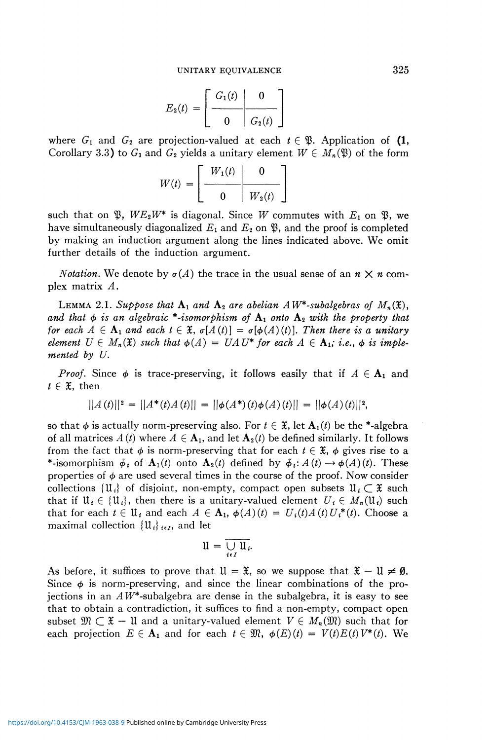$$E_2(t) = \left[\begin{array}{c|c} G_1(t) & 0 \\ \hline 0 & G_2(t) \end{array}\right]$$

where $G_1$ and $G_2$ are projection-valued at each $t \in \mathfrak{P}$. Application of **(1,** Corollary 3.3**)** to $G_1$ and $G_2$ yields a unitary element $W \in M_n(\mathfrak{P})$ of the form

$$W(t) = \left[\begin{array}{c|c} W_1(t) & 0 \\ \hline 0 & W_2(t) \end{array}\right]$$

such that on $\mathfrak{P}$, $WE_2W^*$ is diagonal. Since $W$ commutes with $E_1$ on $\mathfrak{P}$, we have simultaneously diagonalized $E_1$ and $E_2$ on $\mathfrak{P}$, and the proof is completed by making an induction argument along the lines indicated above. We omit further details of the induction argument.

*Notation.* We denote by $\sigma(A)$ the trace in the usual sense of an $n \times n$ complex matrix $A$.

LEMMA 2.1. *Suppose that* $\mathbf{A}_1$ *and* $\mathbf{A}_2$ *are abelian* $AW^*$*-subalgebras of* $M_n(\mathfrak{X})$, *and that* $\phi$ *is an algebraic \*-isomorphism of* $\mathbf{A}_1$ *onto* $\mathbf{A}_2$ *with the property that for each* $A \in \mathbf{A}_1$ *and each* $t \in \mathfrak{X}$, $\sigma[A(t)] = \sigma[\phi(A)(t)]$. *Then there is a unitary element* $U \in M_n(\mathfrak{X})$ *such that* $\phi(A) = UAU^*$ *for each* $A \in \mathbf{A}_1$; *i.e.,* $\phi$ *is implemented by* $U$.

*Proof.* Since $\phi$ is trace-preserving, it follows easily that if $A \in \mathbf{A}_1$ and $t \in \mathfrak{X}$, then

$$||A(t)||^2 = ||A^*(t)A(t)|| = ||\phi(A^*)(t)\phi(A)(t)|| = ||\phi(A)(t)||^2,$$

so that $\phi$ is actually norm-preserving also. For $t \in \mathfrak{X}$, let $\mathbf{A}_1(t)$ be the \*-algebra of all matrices $A(t)$ where $A \in \mathbf{A}_1$, and let $\mathbf{A}_2(t)$ be defined similarly. It follows from the fact that $\phi$ is norm-preserving that for each $t \in \mathfrak{X}$, $\phi$ gives rise to a \*-isomorphism $\bar{\phi}_t$ of $\mathbf{A}_1(t)$ onto $\mathbf{A}_2(t)$ defined by $\bar{\phi}_t : A(t) \to \phi(A)(t)$. These properties of $\phi$ are used several times in the course of the proof. Now consider collections $\{\mathfrak{U}_i\}$ of disjoint, non-empty, compact open subsets $\mathfrak{U}_i \subset \mathfrak{X}$ such that if $\mathfrak{U}_i \in \{\mathfrak{U}_i\}$, then there is a unitary-valued element $U_i \in M_n(\mathfrak{U}_i)$ such that for each $t \in \mathfrak{U}_i$ and each $A \in \mathbf{A}_1$, $\phi(A)(t) = U_i(t)A(t)U_i^*(t)$. Choose a maximal collection $\{\mathfrak{U}_i\}_{i \in I}$, and let

$$\mathfrak{U} = \overline{\bigcup_{i \in I} \mathfrak{U}_i}.$$

As before, it suffices to prove that $\mathfrak{U} = \mathfrak{X}$, so we suppose that $\mathfrak{X} - \mathfrak{U} \neq \emptyset$. Since $\phi$ is norm-preserving, and since the linear combinations of the projections in an $AW^*$-subalgebra are dense in the subalgebra, it is easy to see that to obtain a contradiction, it suffices to find a non-empty, compact open subset $\mathfrak{M} \subset \mathfrak{X} - \mathfrak{U}$ and a unitary-valued element $V \in M_n(\mathfrak{M})$ such that for each projection $E \in \mathbf{A}_1$ and for each $t \in \mathfrak{M}$, $\phi(E)(t) = V(t)E(t)V^*(t)$. We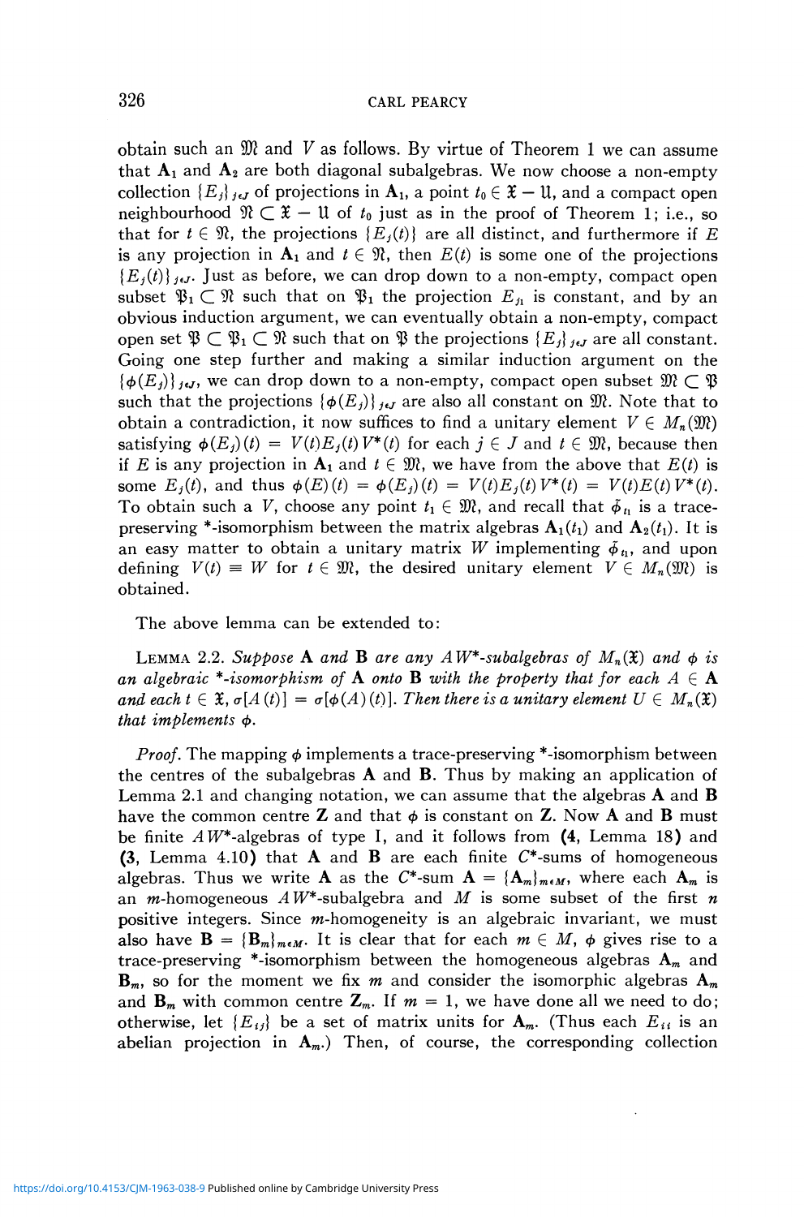obtain such an $\mathfrak{M}$ and $V$ as follows. By virtue of Theorem 1 we can assume that $\mathbf{A}_1$ and $\mathbf{A}_2$ are both diagonal subalgebras. We now choose a non-empty collection $\{E_j\}_{j\in J}$ of projections in $\mathbf{A}_1$, a point $t_0 \in \mathfrak{X} - \mathfrak{U}$, and a compact open neighbourhood $\mathfrak{N} \subset \mathfrak{X} - \mathfrak{U}$ of $t_0$ just as in the proof of Theorem 1; i.e., so that for $t \in \mathfrak{N}$, the projections $\{E_j(t)\}$ are all distinct, and furthermore if $E$ is any projection in $\mathbf{A}_1$ and $t \in \mathfrak{N}$, then $E(t)$ is some one of the projections $\{E_j(t)\}_{j\in J}$. Just as before, we can drop down to a non-empty, compact open subset $\mathfrak{P}_1 \subset \mathfrak{N}$ such that on $\mathfrak{P}_1$ the projection $E_{j_1}$ is constant, and by an obvious induction argument, we can eventually obtain a non-empty, compact open set $\mathfrak{P} \subset \mathfrak{P}_1 \subset \mathfrak{N}$ such that on $\mathfrak{P}$ the projections $\{E_j\}_{j\in J}$ are all constant. Going one step further and making a similar induction argument on the $\{\phi(E_j)\}_{j\in J}$, we can drop down to a non-empty, compact open subset $\mathfrak{M} \subset \mathfrak{P}$ such that the projections $\{\phi(E_j)\}_{j\in J}$ are also all constant on $\mathfrak{M}$. Note that to obtain a contradiction, it now suffices to find a unitary element $V \in M_n(\mathfrak{M})$ satisfying $\phi(E_j)(t) = V(t)E_j(t)V^*(t)$ for each $j \in J$ and $t \in \mathfrak{M}$, because then if $E$ is any projection in $\mathbf{A}_1$ and $t \in \mathfrak{M}$, we have from the above that $E(t)$ is some $E_j(t)$, and thus $\phi(E)(t) = \phi(E_j)(t) = V(t)E_j(t)V^*(t) = V(t)E(t)V^*(t)$. To obtain such a $V$, choose any point $t_1 \in \mathfrak{M}$, and recall that $\tilde{\phi}_{t_1}$ is a trace-preserving *-isomorphism between the matrix algebras $\mathbf{A}_1(t_1)$ and $\mathbf{A}_2(t_1)$. It is an easy matter to obtain a unitary matrix $W$ implementing $\tilde{\phi}_{t_1}$, and upon defining $V(t) \equiv W$ for $t \in \mathfrak{M}$, the desired unitary element $V \in M_n(\mathfrak{M})$ is obtained.

The above lemma can be extended to:

LEMMA 2.2. *Suppose* $\mathbf{A}$ *and* $\mathbf{B}$ *are any* $AW^*$*-subalgebras of* $M_n(\mathfrak{X})$ *and* $\phi$ *is an algebraic* *\*-isomorphism of* $\mathbf{A}$ *onto* $\mathbf{B}$ *with the property that for each* $A \in \mathbf{A}$ *and each* $t \in \mathfrak{X}$, $\sigma[A(t)] = \sigma[\phi(A)(t)]$. *Then there is a unitary element* $U \in M_n(\mathfrak{X})$ *that implements* $\phi$.

*Proof.* The mapping $\phi$ implements a trace-preserving *-isomorphism between the centres of the subalgebras $\mathbf{A}$ and $\mathbf{B}$. Thus by making an application of Lemma 2.1 and changing notation, we can assume that the algebras $\mathbf{A}$ and $\mathbf{B}$ have the common centre $\mathbf{Z}$ and that $\phi$ is constant on $\mathbf{Z}$. Now $\mathbf{A}$ and $\mathbf{B}$ must be finite $AW^*$-algebras of type I, and it follows from (**4**, Lemma 18) and (**3**, Lemma 4.10) that $\mathbf{A}$ and $\mathbf{B}$ are each finite $C^*$-sums of homogeneous algebras. Thus we write $\mathbf{A}$ as the $C^*$-sum $\mathbf{A} = \{\mathbf{A}_m\}_{m\in M}$, where each $\mathbf{A}_m$ is an $m$-homogeneous $AW^*$-subalgebra and $M$ is some subset of the first $n$ positive integers. Since $m$-homogeneity is an algebraic invariant, we must also have $\mathbf{B} = \{\mathbf{B}_m\}_{m\in M}$. It is clear that for each $m \in M$, $\phi$ gives rise to a trace-preserving *-isomorphism between the homogeneous algebras $\mathbf{A}_m$ and $\mathbf{B}_m$, so for the moment we fix $m$ and consider the isomorphic algebras $\mathbf{A}_m$ and $\mathbf{B}_m$ with common centre $\mathbf{Z}_m$. If $m = 1$, we have done all we need to do; otherwise, let $\{E_{ij}\}$ be a set of matrix units for $\mathbf{A}_m$. (Thus each $E_{ii}$ is an abelian projection in $\mathbf{A}_m$.) Then, of course, the corresponding collection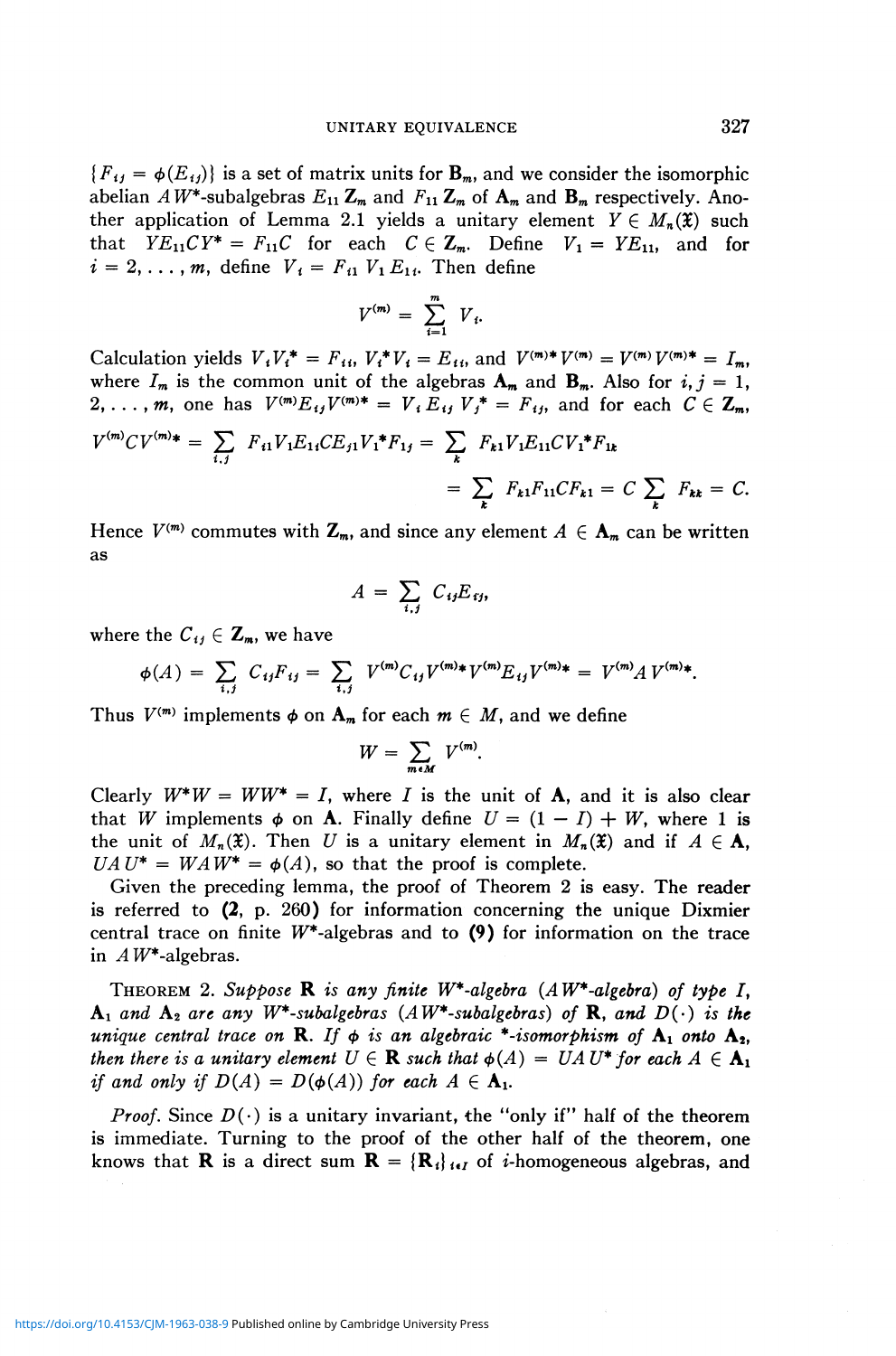$\{F_{ij} = \phi(E_{ij})\}$ is a set of matrix units for $\mathbf{B}_m$, and we consider the isomorphic abelian $AW^*$-subalgebras $E_{11}\mathbf{Z}_m$ and $F_{11}\mathbf{Z}_m$ of $\mathbf{A}_m$ and $\mathbf{B}_m$ respectively. Another application of Lemma 2.1 yields a unitary element $Y \in M_n(\mathfrak{X})$ such that $YE_{11}CY^* = F_{11}C$ for each $C \in \mathbf{Z}_m$. Define $V_1 = YE_{11}$, and for $i = 2, \ldots, m$, define $V_i = F_{i1}V_1E_{1i}$. Then define

$$V^{(m)} = \sum_{i=1}^{m} V_i.$$

Calculation yields $V_iV_i^* = F_{ii}$, $V_i^*V_i = E_{ii}$, and $V^{(m)*}V^{(m)} = V^{(m)}V^{(m)*} = I_m$, where $I_m$ is the common unit of the algebras $\mathbf{A}_m$ and $\mathbf{B}_m$. Also for $i, j = 1, 2, \ldots, m$, one has $V^{(m)}E_{ij}V^{(m)*} = V_iE_{ij}V_j^* = F_{ij}$, and for each $C \in \mathbf{Z}_m$,

$$V^{(m)}CV^{(m)*} = \sum_{i,j} F_{i1}V_1E_{1i}CE_{j1}V_1^*F_{1j} = \sum_k F_{k1}V_1E_{11}CV_1^*F_{1k}$$

$$= \sum_k F_{k1}F_{11}CF_{k1} = C\sum_k F_{kk} = C.$$

Hence $V^{(m)}$ commutes with $\mathbf{Z}_m$, and since any element $A \in \mathbf{A}_m$ can be written as

$$A = \sum_{i,j} C_{ij}E_{ij},$$

where the $C_{ij} \in \mathbf{Z}_m$, we have

$$\phi(A) = \sum_{i,j} C_{ij}F_{ij} = \sum_{i,j} V^{(m)}C_{ij}V^{(m)*}V^{(m)}E_{ij}V^{(m)*} = V^{(m)}AV^{(m)*}.$$

Thus $V^{(m)}$ implements $\phi$ on $\mathbf{A}_m$ for each $m \in M$, and we define

$$W = \sum_{m \in M} V^{(m)}.$$

Clearly $W^*W = WW^* = I$, where $I$ is the unit of $\mathbf{A}$, and it is also clear that $W$ implements $\phi$ on $\mathbf{A}$. Finally define $U = (1 - I) + W$, where 1 is the unit of $M_n(\mathfrak{X})$. Then $U$ is a unitary element in $M_n(\mathfrak{X})$ and if $A \in \mathbf{A}$, $UAU^* = WAW^* = \phi(A)$, so that the proof is complete.

Given the preceding lemma, the proof of Theorem 2 is easy. The reader is referred to **(2**, p. 260**)** for information concerning the unique Dixmier central trace on finite $W^*$-algebras and to **(9)** for information on the trace in $AW^*$-algebras.

THEOREM 2. *Suppose* $\mathbf{R}$ *is any finite* $W^*$*-algebra* ($AW^*$*-algebra*) *of type I,* $\mathbf{A}_1$ *and* $\mathbf{A}_2$ *are any* $W^*$*-subalgebras* ($AW^*$*-subalgebras*) *of* $\mathbf{R}$*, and* $D(\cdot)$ *is the unique central trace on* $\mathbf{R}$*. If* $\phi$ *is an algebraic \*-isomorphism of* $\mathbf{A}_1$ *onto* $\mathbf{A}_2$*, then there is a unitary element* $U \in \mathbf{R}$ *such that* $\phi(A) = UAU^*$ *for each* $A \in \mathbf{A}_1$ *if and only if* $D(A) = D(\phi(A))$ *for each* $A \in \mathbf{A}_1$.

*Proof.* Since $D(\cdot)$ is a unitary invariant, the "only if" half of the theorem is immediate. Turning to the proof of the other half of the theorem, one knows that $\mathbf{R}$ is a direct sum $\mathbf{R} = \{\mathbf{R}_i\}_{i \in I}$ of $i$-homogeneous algebras, and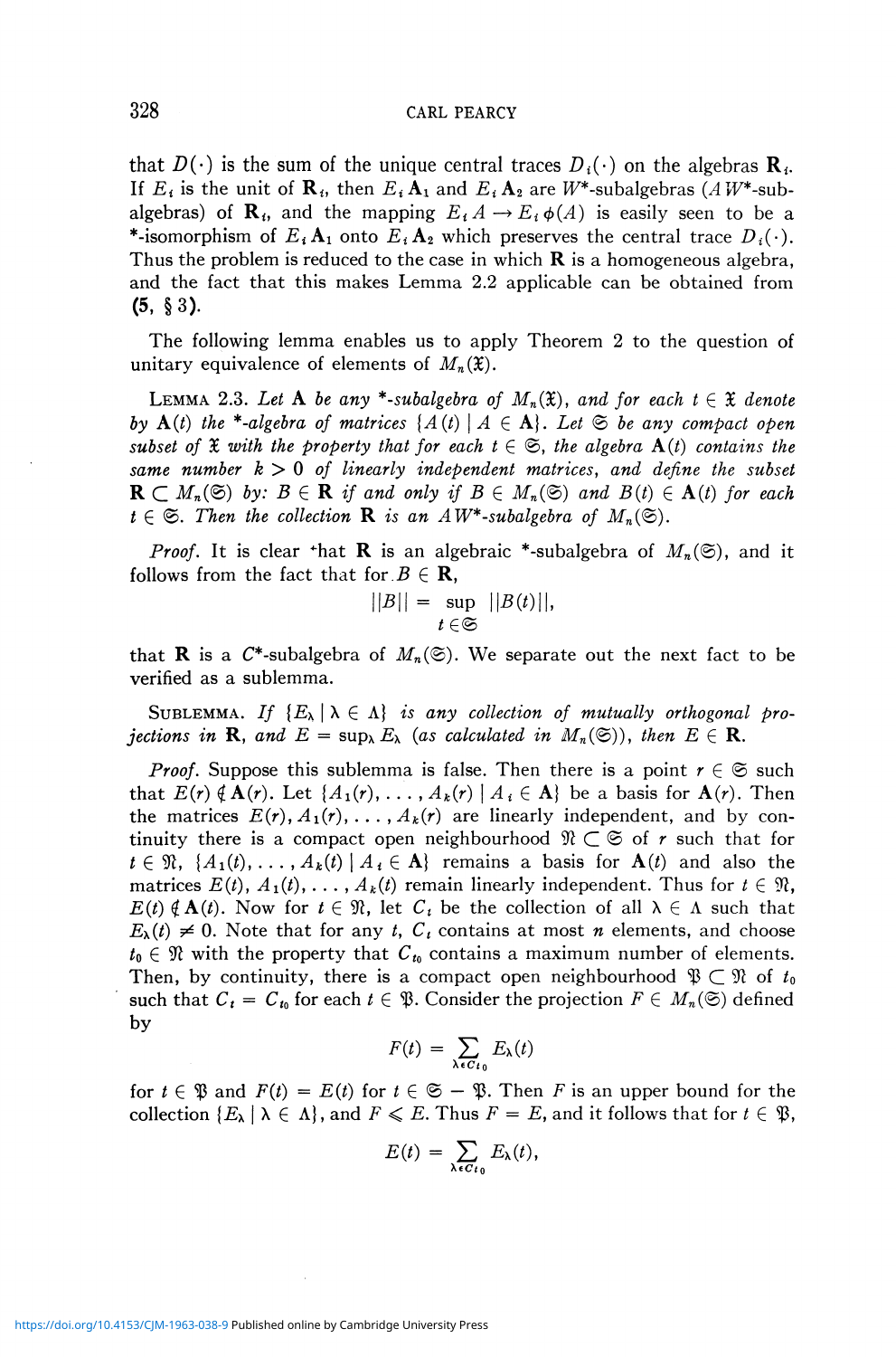that $D(\cdot)$ is the sum of the unique central traces $D_i(\cdot)$ on the algebras $\mathbf{R}_i$. If $E_i$ is the unit of $\mathbf{R}_i$, then $E_i \mathbf{A}_1$ and $E_i \mathbf{A}_2$ are $W^*$-subalgebras ($AW^*$-subalgebras) of $\mathbf{R}_i$, and the mapping $E_i A \to E_i \phi(A)$ is easily seen to be a *-isomorphism of $E_i \mathbf{A}_1$ onto $E_i \mathbf{A}_2$ which preserves the central trace $D_i(\cdot)$. Thus the problem is reduced to the case in which $\mathbf{R}$ is a homogeneous algebra, and the fact that this makes Lemma 2.2 applicable can be obtained from **(5, § 3)**.

The following lemma enables us to apply Theorem 2 to the question of unitary equivalence of elements of $M_n(\mathfrak{X})$.

LEMMA 2.3. *Let* $\mathbf{A}$ *be any* *-*subalgebra of* $M_n(\mathfrak{X})$, *and for each* $t \in \mathfrak{X}$ *denote by* $\mathbf{A}(t)$ *the* *-*algebra of matrices* $\{A(t) \mid A \in \mathbf{A}\}$. *Let* $\mathfrak{S}$ *be any compact open subset of* $\mathfrak{X}$ *with the property that for each* $t \in \mathfrak{S}$, *the algebra* $\mathbf{A}(t)$ *contains the same number* $k > 0$ *of linearly independent matrices, and define the subset* $\mathbf{R} \subset M_n(\mathfrak{S})$ *by:* $B \in \mathbf{R}$ *if and only if* $B \in M_n(\mathfrak{S})$ *and* $B(t) \in \mathbf{A}(t)$ *for each* $t \in \mathfrak{S}$. *Then the collection* $\mathbf{R}$ *is an* $AW^*$-*subalgebra of* $M_n(\mathfrak{S})$.

*Proof.* It is clear that $\mathbf{R}$ is an algebraic *-subalgebra of $M_n(\mathfrak{S})$, and it follows from the fact that for $B \in \mathbf{R}$,

$$||B|| = \sup_{t \in \mathfrak{S}} ||B(t)||,$$

that $\mathbf{R}$ is a $C^*$-subalgebra of $M_n(\mathfrak{S})$. We separate out the next fact to be verified as a sublemma.

SUBLEMMA. *If* $\{E_\lambda \mid \lambda \in \Lambda\}$ *is any collection of mutually orthogonal projections in* $\mathbf{R}$, *and* $E = \sup_\lambda E_\lambda$ *(as calculated in* $M_n(\mathfrak{S})$*), then* $E \in \mathbf{R}$.

*Proof.* Suppose this sublemma is false. Then there is a point $r \in \mathfrak{S}$ such that $E(r) \notin \mathbf{A}(r)$. Let $\{A_1(r), \ldots, A_k(r) \mid A_i \in \mathbf{A}\}$ be a basis for $\mathbf{A}(r)$. Then the matrices $E(r), A_1(r), \ldots, A_k(r)$ are linearly independent, and by continuity there is a compact open neighbourhood $\mathfrak{N} \subset \mathfrak{S}$ of $r$ such that for $t \in \mathfrak{N}$, $\{A_1(t), \ldots, A_k(t) \mid A_i \in \mathbf{A}\}$ remains a basis for $\mathbf{A}(t)$ and also the matrices $E(t), A_1(t), \ldots, A_k(t)$ remain linearly independent. Thus for $t \in \mathfrak{N}$, $E(t) \notin \mathbf{A}(t)$. Now for $t \in \mathfrak{N}$, let $C_t$ be the collection of all $\lambda \in \Lambda$ such that $E_\lambda(t) \neq 0$. Note that for any $t$, $C_t$ contains at most $n$ elements, and choose $t_0 \in \mathfrak{N}$ with the property that $C_{t_0}$ contains a maximum number of elements. Then, by continuity, there is a compact open neighbourhood $\mathfrak{P} \subset \mathfrak{N}$ of $t_0$ such that $C_t = C_{t_0}$ for each $t \in \mathfrak{P}$. Consider the projection $F \in M_n(\mathfrak{S})$ defined by

$$F(t) = \sum_{\lambda \in C_{t_0}} E_\lambda(t)$$

for $t \in \mathfrak{P}$ and $F(t) = E(t)$ for $t \in \mathfrak{S} - \mathfrak{P}$. Then $F$ is an upper bound for the collection $\{E_\lambda \mid \lambda \in \Lambda\}$, and $F \leqslant E$. Thus $F = E$, and it follows that for $t \in \mathfrak{P}$,

$$E(t) = \sum_{\lambda \in C_{t_0}} E_\lambda(t),$$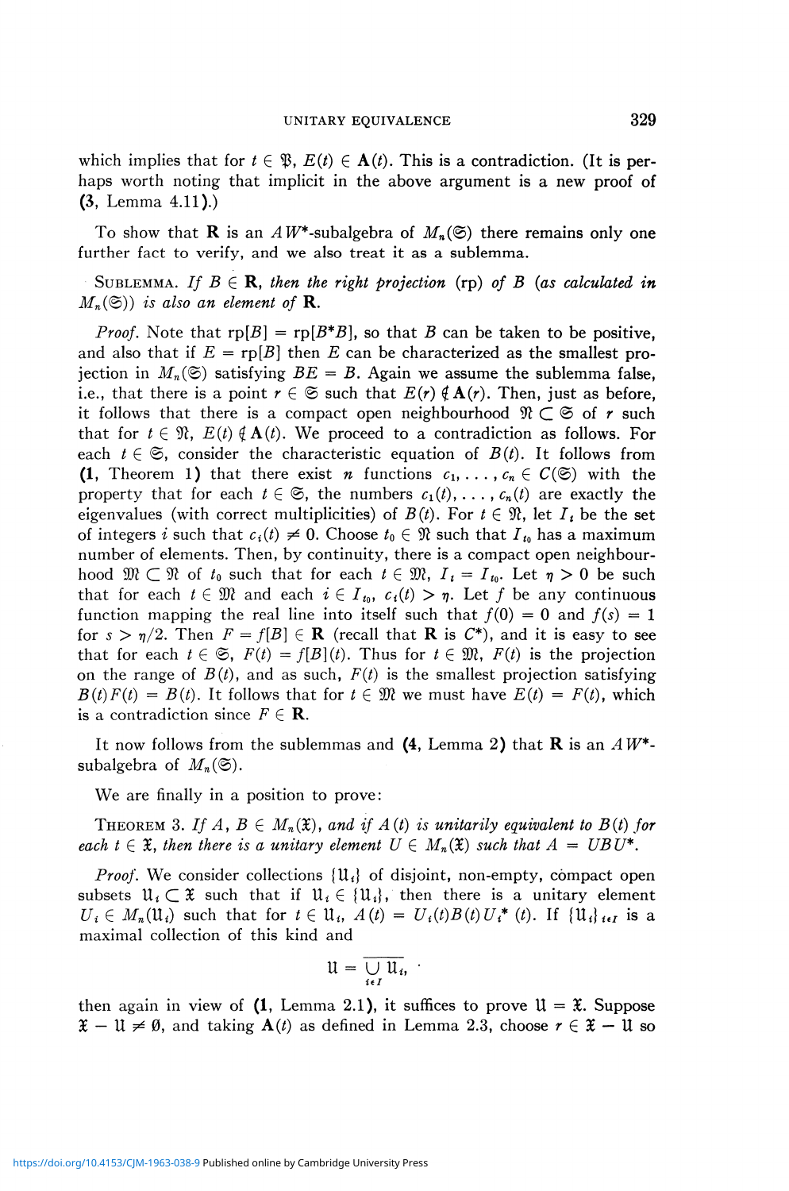which implies that for $t \in \mathfrak{P}$, $E(t) \in \mathbf{A}(t)$. This is a contradiction. (It is perhaps worth noting that implicit in the above argument is a new proof of **(3**, Lemma 4.11**)**.)

To show that $\mathbf{R}$ is an $AW^*$-subalgebra of $M_n(\mathfrak{S})$ there remains only one further fact to verify, and we also treat it as a sublemma.

SUBLEMMA. *If $B \in \mathbf{R}$, then the right projection* (rp) *of $B$ (as calculated in $M_n(\mathfrak{S})$) is also an element of* $\mathbf{R}$.

*Proof.* Note that $\text{rp}[B] = \text{rp}[B^*B]$, so that $B$ can be taken to be positive, and also that if $E = \text{rp}[B]$ then $E$ can be characterized as the smallest projection in $M_n(\mathfrak{S})$ satisfying $BE = B$. Again we assume the sublemma false, i.e., that there is a point $r \in \mathfrak{S}$ such that $E(r) \notin \mathbf{A}(r)$. Then, just as before, it follows that there is a compact open neighbourhood $\mathfrak{N} \subset \mathfrak{S}$ of $r$ such that for $t \in \mathfrak{N}$, $E(t) \notin \mathbf{A}(t)$. We proceed to a contradiction as follows. For each $t \in \mathfrak{S}$, consider the characteristic equation of $B(t)$. It follows from **(1**, Theorem 1**)** that there exist $n$ functions $c_1, \ldots, c_n \in C(\mathfrak{S})$ with the property that for each $t \in \mathfrak{S}$, the numbers $c_1(t), \ldots, c_n(t)$ are exactly the eigenvalues (with correct multiplicities) of $B(t)$. For $t \in \mathfrak{N}$, let $I_t$ be the set of integers $i$ such that $c_i(t) \neq 0$. Choose $t_0 \in \mathfrak{N}$ such that $I_{t_0}$ has a maximum number of elements. Then, by continuity, there is a compact open neighbourhood $\mathfrak{M} \subset \mathfrak{N}$ of $t_0$ such that for each $t \in \mathfrak{M}$, $I_t = I_{t_0}$. Let $\eta > 0$ be such that for each $t \in \mathfrak{M}$ and each $i \in I_{t_0}$, $c_i(t) > \eta$. Let $f$ be any continuous function mapping the real line into itself such that $f(0) = 0$ and $f(s) = 1$ for $s > \eta/2$. Then $F = f[B] \in \mathbf{R}$ (recall that $\mathbf{R}$ is $C^*$), and it is easy to see that for each $t \in \mathfrak{S}$, $F(t) = f[B](t)$. Thus for $t \in \mathfrak{M}$, $F(t)$ is the projection on the range of $B(t)$, and as such, $F(t)$ is the smallest projection satisfying $B(t)F(t) = B(t)$. It follows that for $t \in \mathfrak{M}$ we must have $E(t) = F(t)$, which is a contradiction since $F \in \mathbf{R}$.

It now follows from the sublemmas and **(4**, Lemma 2**)** that $\mathbf{R}$ is an $AW^*$-subalgebra of $M_n(\mathfrak{S})$.

We are finally in a position to prove:

THEOREM 3. *If $A, B \in M_n(\mathfrak{X})$, and if $A(t)$ is unitarily equivalent to $B(t)$ for each $t \in \mathfrak{X}$, then there is a unitary element $U \in M_n(\mathfrak{X})$ such that $A = UBU^*$.*

*Proof.* We consider collections $\{\mathfrak{U}_i\}$ of disjoint, non-empty, compact open subsets $\mathfrak{U}_i \subset \mathfrak{X}$ such that if $\mathfrak{U}_i \in \{\mathfrak{U}_i\}$, then there is a unitary element $U_i \in M_n(\mathfrak{U}_i)$ such that for $t \in \mathfrak{U}_i$, $A(t) = U_i(t)B(t)U_i^*(t)$. If $\{\mathfrak{U}_i\}_{i\in I}$ is a maximal collection of this kind and

$$\mathfrak{U} = \overline{\bigcup_{i \in I} \mathfrak{U}_i},$$

then again in view of **(1**, Lemma 2.1**)**, it suffices to prove $\mathfrak{U} = \mathfrak{X}$. Suppose $\mathfrak{X} - \mathfrak{U} \neq \emptyset$, and taking $\mathbf{A}(t)$ as defined in Lemma 2.3, choose $r \in \mathfrak{X} - \mathfrak{U}$ so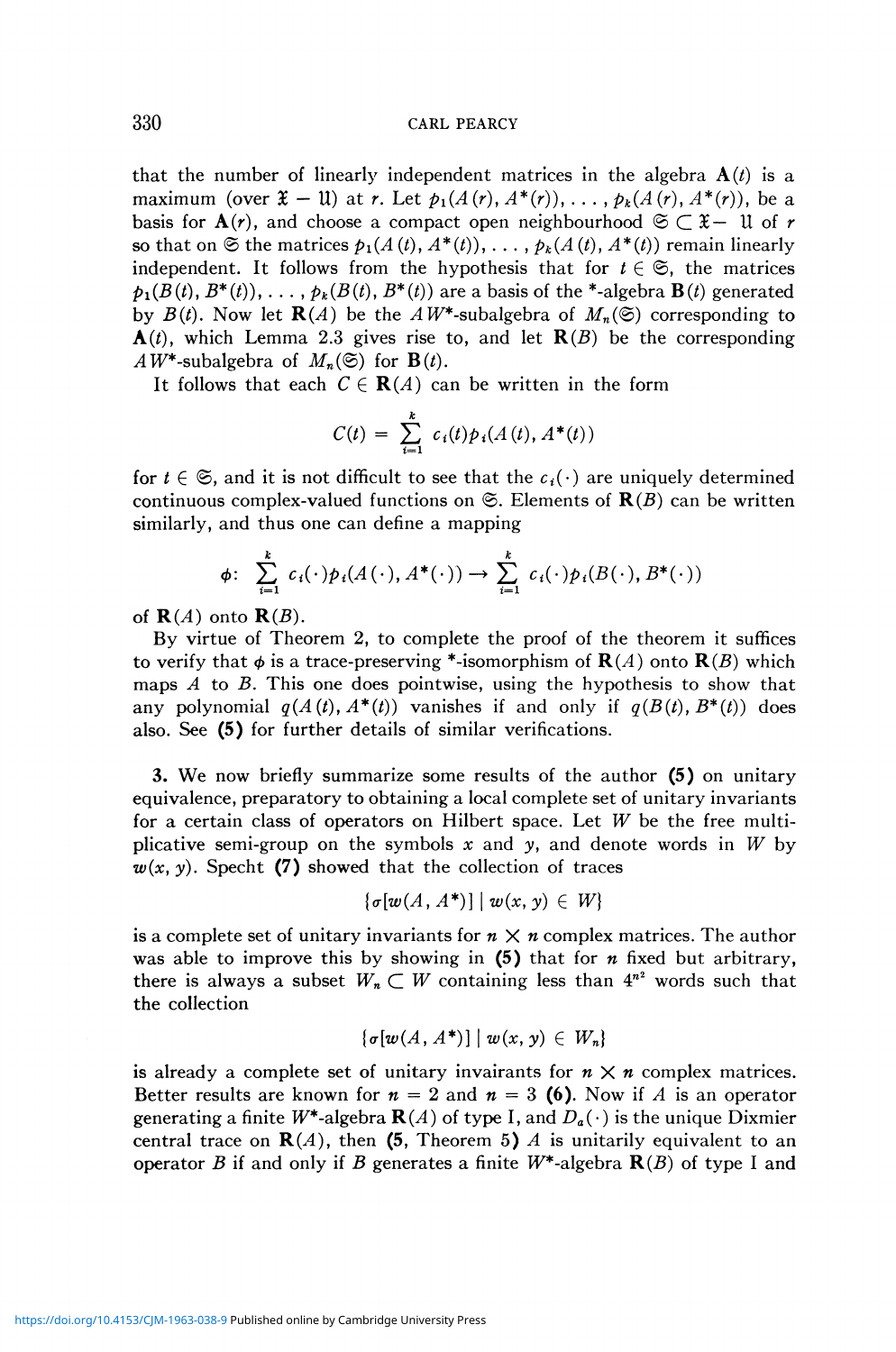that the number of linearly independent matrices in the algebra $\mathbf{A}(t)$ is a maximum (over $\mathfrak{X} - \mathfrak{U}$) at $r$. Let $p_1(A(r), A^*(r)), \ldots, p_k(A(r), A^*(r))$, be a basis for $\mathbf{A}(r)$, and choose a compact open neighbourhood $\mathfrak{S} \subset \mathfrak{X} - \mathfrak{U}$ of $r$ so that on $\mathfrak{S}$ the matrices $p_1(A(t), A^*(t)), \ldots, p_k(A(t), A^*(t))$ remain linearly independent. It follows from the hypothesis that for $t \in \mathfrak{S}$, the matrices $p_1(B(t), B^*(t)), \ldots, p_k(B(t), B^*(t))$ are a basis of the \*-algebra $\mathbf{B}(t)$ generated by $B(t)$. Now let $\mathbf{R}(A)$ be the $AW^*$-subalgebra of $M_n(\mathfrak{S})$ corresponding to $\mathbf{A}(t)$, which Lemma 2.3 gives rise to, and let $\mathbf{R}(B)$ be the corresponding $AW^*$-subalgebra of $M_n(\mathfrak{S})$ for $\mathbf{B}(t)$.

It follows that each $C \in \mathbf{R}(A)$ can be written in the form

$$C(t) = \sum_{i=1}^{k} c_i(t) p_i(A(t), A^*(t))$$

for $t \in \mathfrak{S}$, and it is not difficult to see that the $c_i(\cdot)$ are uniquely determined continuous complex-valued functions on $\mathfrak{S}$. Elements of $\mathbf{R}(B)$ can be written similarly, and thus one can define a mapping

$$\phi\colon\ \sum_{i=1}^{k} c_i(\cdot) p_i(A(\cdot), A^*(\cdot)) \to \sum_{i=1}^{k} c_i(\cdot) p_i(B(\cdot), B^*(\cdot))$$

of $\mathbf{R}(A)$ onto $\mathbf{R}(B)$.

By virtue of Theorem 2, to complete the proof of the theorem it suffices to verify that $\phi$ is a trace-preserving \*-isomorphism of $\mathbf{R}(A)$ onto $\mathbf{R}(B)$ which maps $A$ to $B$. This one does pointwise, using the hypothesis to show that any polynomial $q(A(t), A^*(t))$ vanishes if and only if $q(B(t), B^*(t))$ does also. See **(5)** for further details of similar verifications.

**3.** We now briefly summarize some results of the author **(5)** on unitary equivalence, preparatory to obtaining a local complete set of unitary invariants for a certain class of operators on Hilbert space. Let $W$ be the free multiplicative semi-group on the symbols $x$ and $y$, and denote words in $W$ by $w(x, y)$. Specht **(7)** showed that the collection of traces

$$\{\sigma[w(A, A^*)] \mid w(x, y) \in W\}$$

is a complete set of unitary invariants for $n \times n$ complex matrices. The author was able to improve this by showing in **(5)** that for $n$ fixed but arbitrary, there is always a subset $W_n \subset W$ containing less than $4^{n^2}$ words such that the collection

$$\{\sigma[w(A, A^*)] \mid w(x, y) \in W_n\}$$

is already a complete set of unitary invairants for $n \times n$ complex matrices. Better results are known for $n = 2$ and $n = 3$ **(6)**. Now if $A$ is an operator generating a finite $W^*$-algebra $\mathbf{R}(A)$ of type I, and $D_a(\cdot)$ is the unique Dixmier central trace on $\mathbf{R}(A)$, then **(5**, Theorem 5**)** $A$ is unitarily equivalent to an operator $B$ if and only if $B$ generates a finite $W^*$-algebra $\mathbf{R}(B)$ of type I and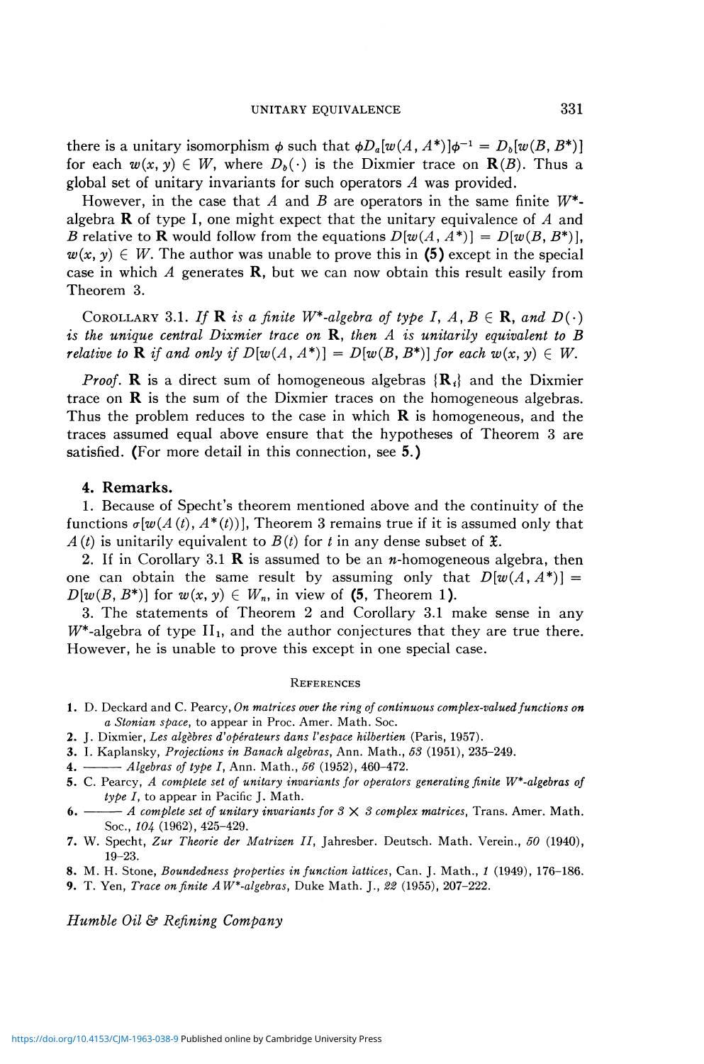there is a unitary isomorphism $\phi$ such that $\phi D_a[w(A, A^*)]\phi^{-1} = D_b[w(B, B^*)]$ for each $w(x, y) \in W$, where $D_b(\cdot)$ is the Dixmier trace on $\mathbf{R}(B)$. Thus a global set of unitary invariants for such operators $A$ was provided.

However, in the case that $A$ and $B$ are operators in the same finite $W^*$-algebra $\mathbf{R}$ of type I, one might expect that the unitary equivalence of $A$ and $B$ relative to $\mathbf{R}$ would follow from the equations $D[w(A, A^*)] = D[w(B, B^*)]$, $w(x, y) \in W$. The author was unable to prove this in **(5)** except in the special case in which $A$ generates $\mathbf{R}$, but we can now obtain this result easily from Theorem 3.

COROLLARY 3.1. *If* $\mathbf{R}$ *is a finite* $W^*$*-algebra of type I,* $A, B \in \mathbf{R}$*, and* $D(\cdot)$ *is the unique central Dixmier trace on* $\mathbf{R}$*, then* $A$ *is unitarily equivalent to* $B$ *relative to* $\mathbf{R}$ *if and only if* $D[w(A, A^*)] = D[w(B, B^*)]$ *for each* $w(x, y) \in W$.

*Proof.* $\mathbf{R}$ is a direct sum of homogeneous algebras $\{\mathbf{R}_i\}$ and the Dixmier trace on $\mathbf{R}$ is the sum of the Dixmier traces on the homogeneous algebras. Thus the problem reduces to the case in which $\mathbf{R}$ is homogeneous, and the traces assumed equal above ensure that the hypotheses of Theorem 3 are satisfied. (For more detail in this connection, see **5**.)

## 4. Remarks.

1. Because of Specht's theorem mentioned above and the continuity of the functions $\sigma[w(A(t), A^*(t))]$, Theorem 3 remains true if it is assumed only that $A(t)$ is unitarily equivalent to $B(t)$ for $t$ in any dense subset of $\mathfrak{X}$.

2. If in Corollary 3.1 $\mathbf{R}$ is assumed to be an $n$-homogeneous algebra, then one can obtain the same result by assuming only that $D[w(A, A^*)] = D[w(B, B^*)]$ for $w(x, y) \in W_n$, in view of (**5**, Theorem 1).

3. The statements of Theorem 2 and Corollary 3.1 make sense in any $W^*$-algebra of type $\text{II}_1$, and the author conjectures that they are true there. However, he is unable to prove this except in one special case.

### REFERENCES

1. D. Deckard and C. Pearcy, *On matrices over the ring of continuous complex-valued functions on a Stonian space*, to appear in Proc. Amer. Math. Soc.
2. J. Dixmier, *Les algèbres d'opérateurs dans l'espace hilbertien* (Paris, 1957).
3. I. Kaplansky, *Projections in Banach algebras*, Ann. Math., *53* (1951), 235–249.
4. ——— *Algebras of type I*, Ann. Math., *56* (1952), 460–472.
5. C. Pearcy, *A complete set of unitary invariants for operators generating finite $W^*$-algebras of type I*, to appear in Pacific J. Math.
6. ——— *A complete set of unitary invariants for $3 \times 3$ complex matrices*, Trans. Amer. Math. Soc., *104* (1962), 425–429.
7. W. Specht, *Zur Theorie der Matrizen II*, Jahresber. Deutsch. Math. Verein., *50* (1940), 19–23.
8. M. H. Stone, *Boundedness properties in function lattices*, Can. J. Math., *1* (1949), 176–186.
9. T. Yen, *Trace on finite $AW^*$-algebras*, Duke Math. J., *22* (1955), 207–222.

*Humble Oil & Refining Company*